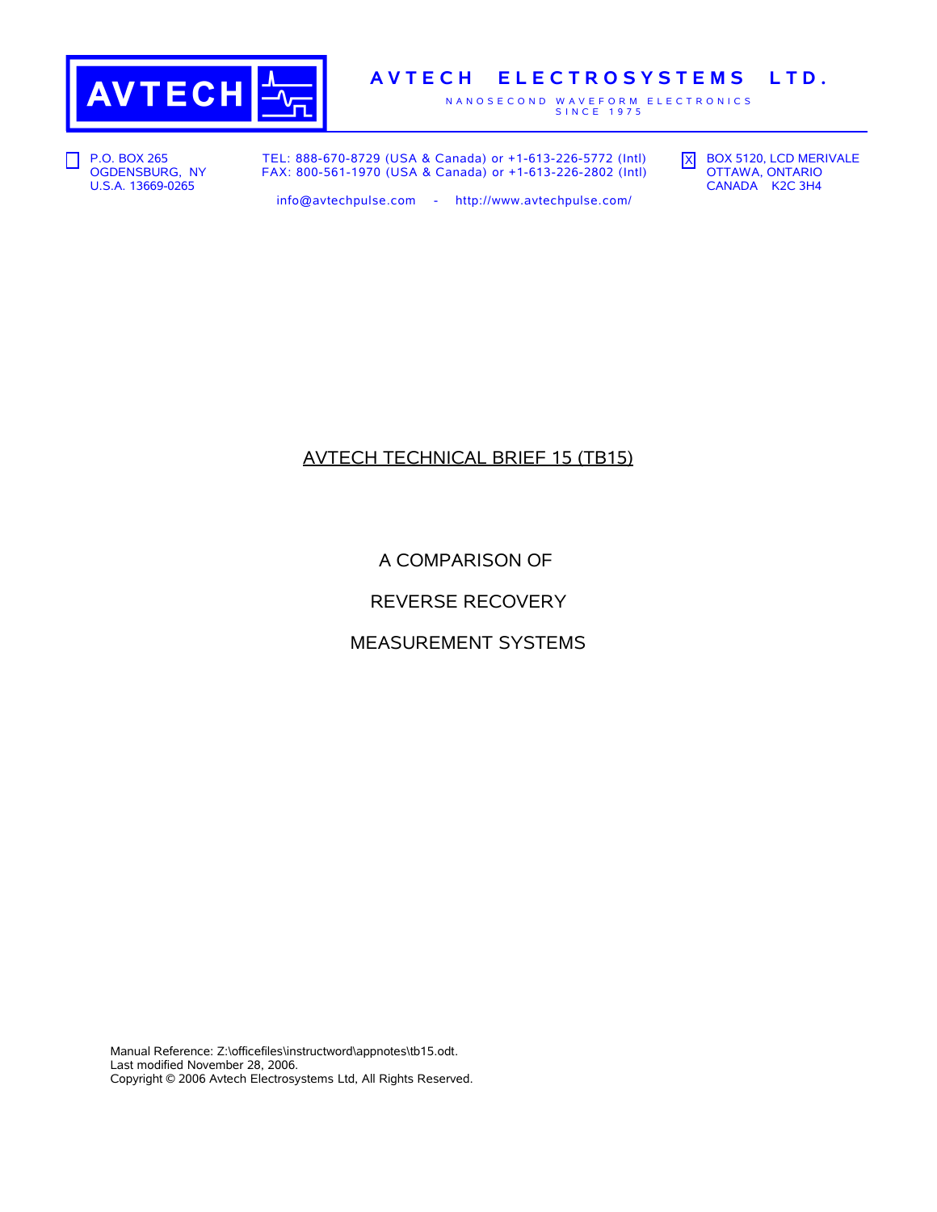# AVTECH ELECTROSYSTEMS LTD.

NANOSECOND WAVEFORM ELECTRONICS
SINCE 1975

☐ P.O. BOX 265
OGDENSBURG, NY
U.S.A. 13669-0265

TEL: 888-670-8729 (USA & Canada) or +1-613-226-5772 (Intl)
FAX: 800-561-1970 (USA & Canada) or +1-613-226-2802 (Intl)

info@avtechpulse.com - http://www.avtechpulse.com/

☒ BOX 5120, LCD MERIVALE
OTTAWA, ONTARIO
CANADA K2C 3H4

## AVTECH TECHNICAL BRIEF 15 (TB15)

# A COMPARISON OF REVERSE RECOVERY MEASUREMENT SYSTEMS

Manual Reference: Z:\officefiles\instructword\appnotes\tb15.odt.
Last modified November 28, 2006.
Copyright © 2006 Avtech Electrosystems Ltd, All Rights Reserved.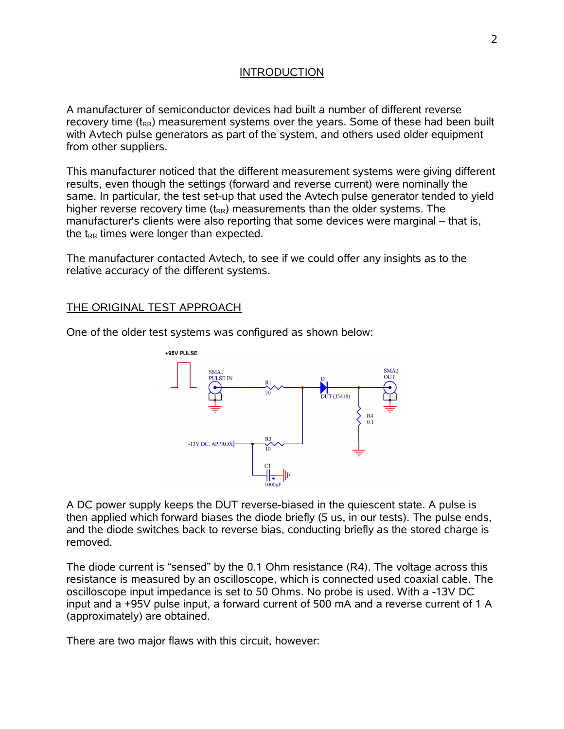## INTRODUCTION

A manufacturer of semiconductor devices had built a number of different reverse recovery time ($t_{RR}$) measurement systems over the years. Some of these had been built with Avtech pulse generators as part of the system, and others used older equipment from other suppliers.

This manufacturer noticed that the different measurement systems were giving different results, even though the settings (forward and reverse current) were nominally the same. In particular, the test set-up that used the Avtech pulse generator tended to yield higher reverse recovery time ($t_{RR}$) measurements than the older systems. The manufacturer's clients were also reporting that some devices were marginal – that is, the $t_{RR}$ times were longer than expected.

The manufacturer contacted Avtech, to see if we could offer any insights as to the relative accuracy of the different systems.

## THE ORIGINAL TEST APPROACH

One of the older test systems was configured as shown below:

+95V PULSE

SMA1 PULSE IN

R1 50

D1 DUT (J5418)

SMA2 OUT

R4 0.1

-13V DC, APPROX

R3 10

C1 1000uF

A DC power supply keeps the DUT reverse-biased in the quiescent state. A pulse is then applied which forward biases the diode briefly (5 us, in our tests). The pulse ends, and the diode switches back to reverse bias, conducting briefly as the stored charge is removed.

The diode current is "sensed" by the 0.1 Ohm resistance (R4). The voltage across this resistance is measured by an oscilloscope, which is connected used coaxial cable. The oscilloscope input impedance is set to 50 Ohms. No probe is used. With a -13V DC input and a +95V pulse input, a forward current of 500 mA and a reverse current of 1 A (approximately) are obtained.

There are two major flaws with this circuit, however: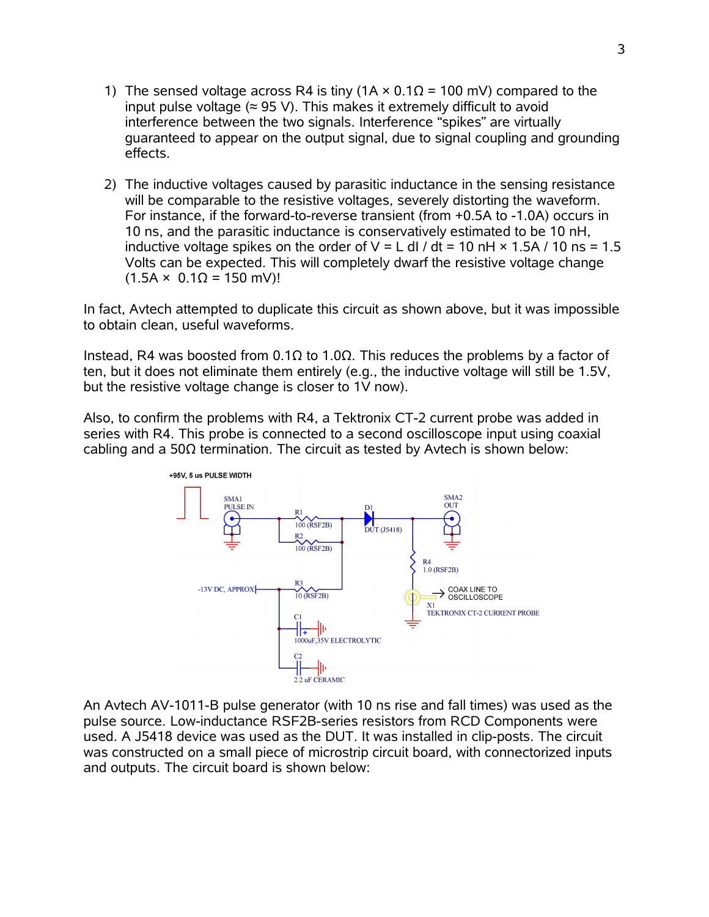1) The sensed voltage across R4 is tiny (1A × 0.1Ω = 100 mV) compared to the input pulse voltage (≈ 95 V). This makes it extremely difficult to avoid interference between the two signals. Interference "spikes" are virtually guaranteed to appear on the output signal, due to signal coupling and grounding effects.

2) The inductive voltages caused by parasitic inductance in the sensing resistance will be comparable to the resistive voltages, severely distorting the waveform. For instance, if the forward-to-reverse transient (from +0.5A to -1.0A) occurs in 10 ns, and the parasitic inductance is conservatively estimated to be 10 nH, inductive voltage spikes on the order of $V = L\, dI / dt = 10\text{ nH} \times 1.5\text{A} / 10\text{ ns} = 1.5$ Volts can be expected. This will completely dwarf the resistive voltage change (1.5A × 0.1Ω = 150 mV)!

In fact, Avtech attempted to duplicate this circuit as shown above, but it was impossible to obtain clean, useful waveforms.

Instead, R4 was boosted from 0.1Ω to 1.0Ω. This reduces the problems by a factor of ten, but it does not eliminate them entirely (e.g., the inductive voltage will still be 1.5V, but the resistive voltage change is closer to 1V now).

Also, to confirm the problems with R4, a Tektronix CT-2 current probe was added in series with R4. This probe is connected to a second oscilloscope input using coaxial cabling and a 50Ω termination. The circuit as tested by Avtech is shown below:

+95V, 5 us PULSE WIDTH

SMA1 PULSE IN — R1 100 (RSF2B) — R2 100 (RSF2B) — D1 DUT (J5418) — SMA2 OUT — R4 1.0 (RSF2B) — X1 TEKTRONIX CT-2 CURRENT PROBE — COAX LINE TO OSCILLOSCOPE — -13V DC, APPROX — R3 10 (RSF2B) — C1 1000uF,35V ELECTROLYTIC — C2 2.2 uF CERAMIC

An Avtech AV-1011-B pulse generator (with 10 ns rise and fall times) was used as the pulse source. Low-inductance RSF2B-series resistors from RCD Components were used. A J5418 device was used as the DUT. It was installed in clip-posts. The circuit was constructed on a small piece of microstrip circuit board, with connectorized inputs and outputs. The circuit board is shown below: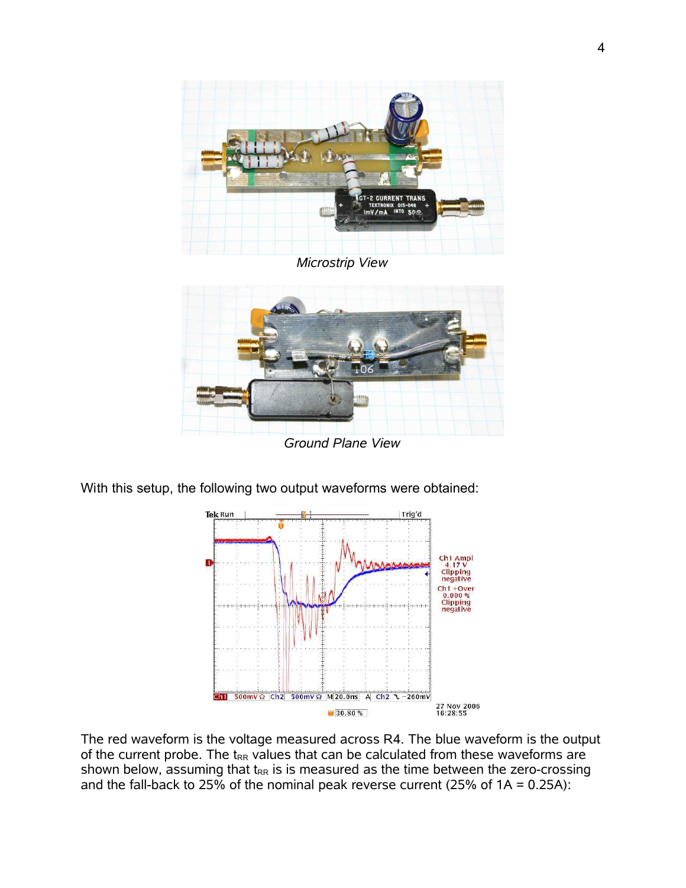*Microstrip View*

*Ground Plane View*

With this setup, the following two output waveforms were obtained:

The red waveform is the voltage measured across R4. The blue waveform is the output of the current probe. The $t_{RR}$ values that can be calculated from these waveforms are shown below, assuming that $t_{RR}$ is measured as the time between the zero-crossing and the fall-back to 25% of the nominal peak reverse current (25% of 1A = 0.25A):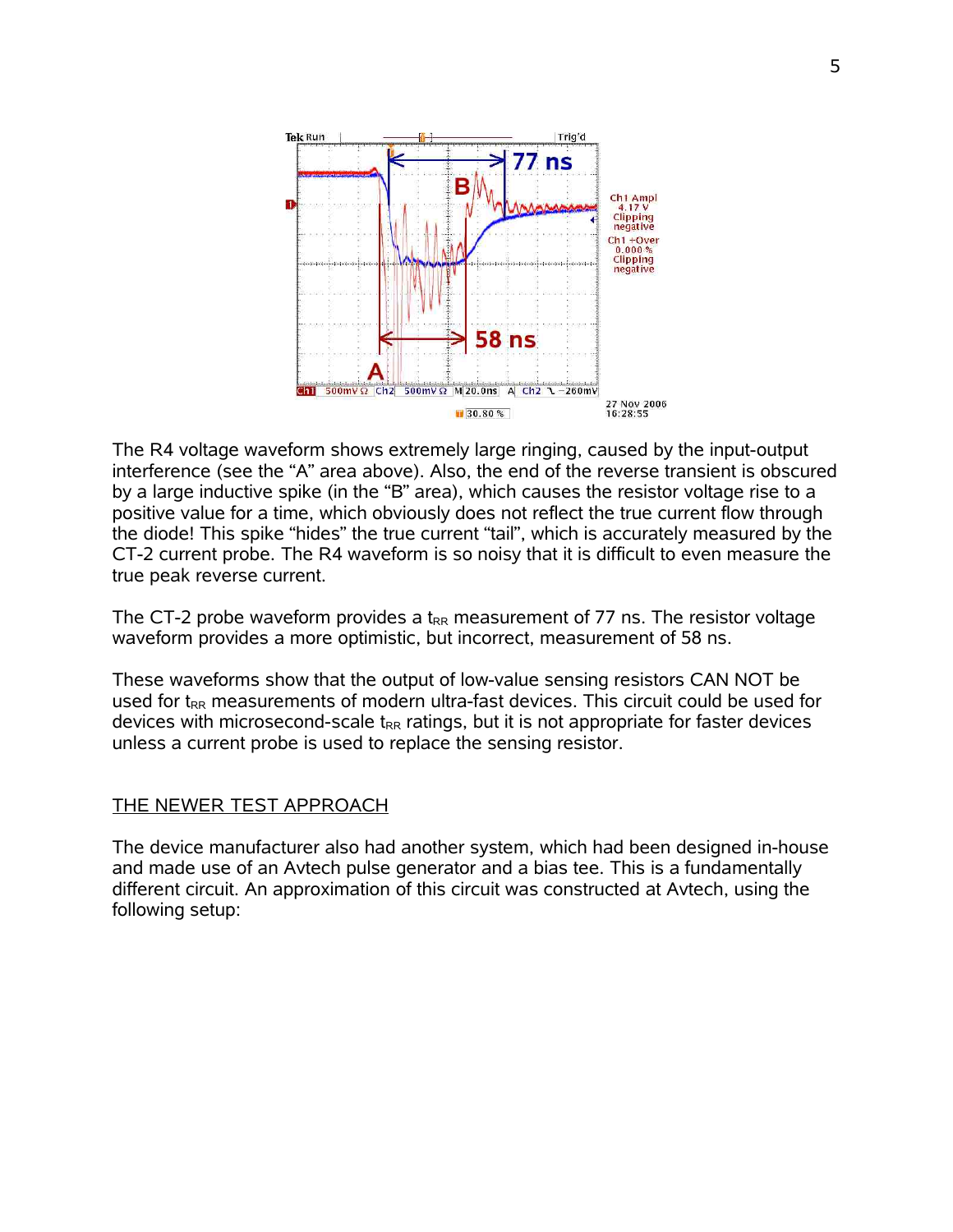The R4 voltage waveform shows extremely large ringing, caused by the input-output interference (see the "A" area above). Also, the end of the reverse transient is obscured by a large inductive spike (in the "B" area), which causes the resistor voltage rise to a positive value for a time, which obviously does not reflect the true current flow through the diode! This spike "hides" the true current "tail", which is accurately measured by the CT-2 current probe. The R4 waveform is so noisy that it is difficult to even measure the true peak reverse current.

The CT-2 probe waveform provides a $t_{RR}$ measurement of 77 ns. The resistor voltage waveform provides a more optimistic, but incorrect, measurement of 58 ns.

These waveforms show that the output of low-value sensing resistors CAN NOT be used for $t_{RR}$ measurements of modern ultra-fast devices. This circuit could be used for devices with microsecond-scale $t_{RR}$ ratings, but it is not appropriate for faster devices unless a current probe is used to replace the sensing resistor.

## THE NEWER TEST APPROACH

The device manufacturer also had another system, which had been designed in-house and made use of an Avtech pulse generator and a bias tee. This is a fundamentally different circuit. An approximation of this circuit was constructed at Avtech, using the following setup: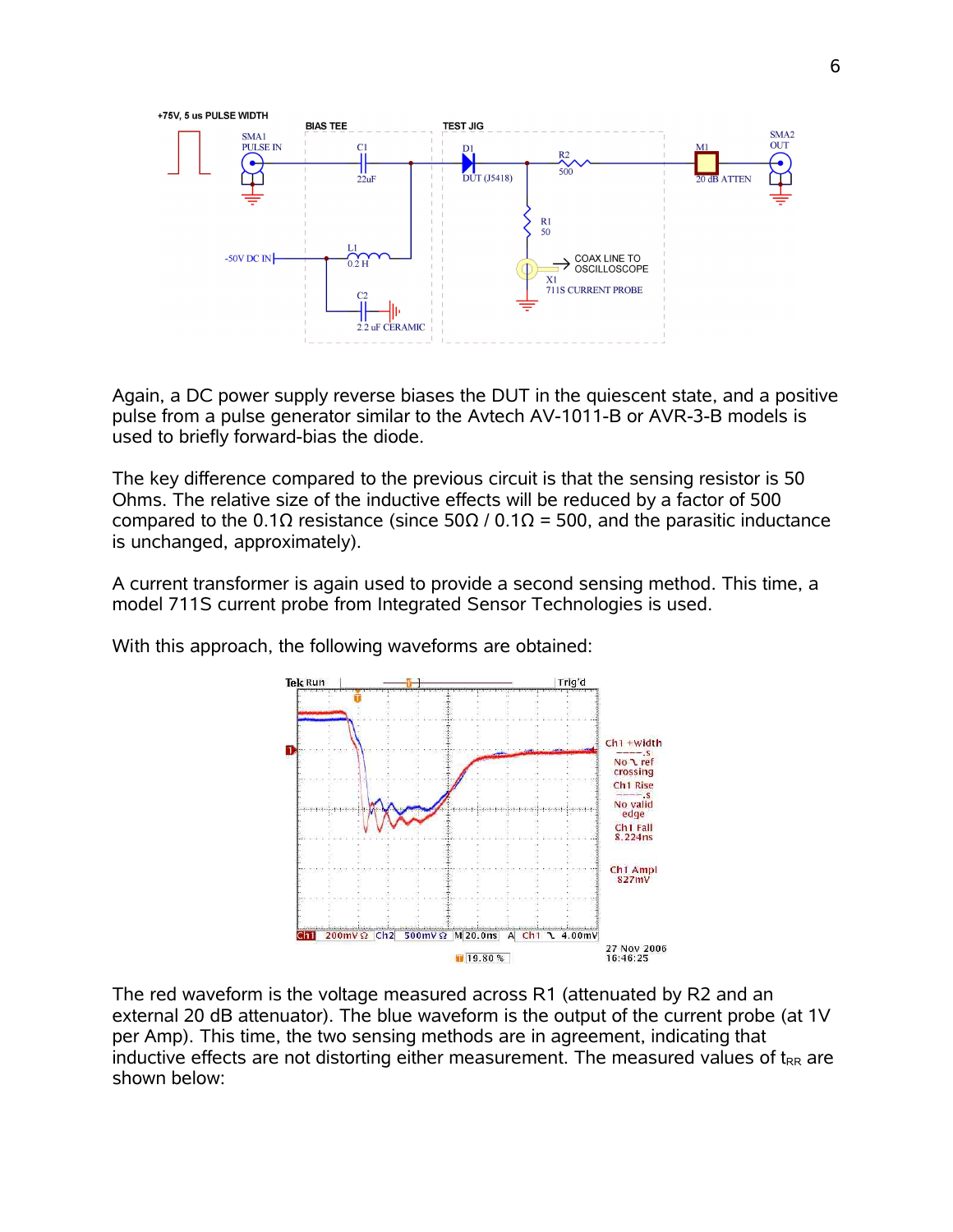Again, a DC power supply reverse biases the DUT in the quiescent state, and a positive pulse from a pulse generator similar to the Avtech AV-1011-B or AVR-3-B models is used to briefly forward-bias the diode.

The key difference compared to the previous circuit is that the sensing resistor is 50 Ohms. The relative size of the inductive effects will be reduced by a factor of 500 compared to the 0.1Ω resistance (since 50Ω / 0.1Ω = 500, and the parasitic inductance is unchanged, approximately).

A current transformer is again used to provide a second sensing method. This time, a model 711S current probe from Integrated Sensor Technologies is used.

With this approach, the following waveforms are obtained:

The red waveform is the voltage measured across R1 (attenuated by R2 and an external 20 dB attenuator). The blue waveform is the output of the current probe (at 1V per Amp). This time, the two sensing methods are in agreement, indicating that inductive effects are not distorting either measurement. The measured values of $t_{RR}$ are shown below: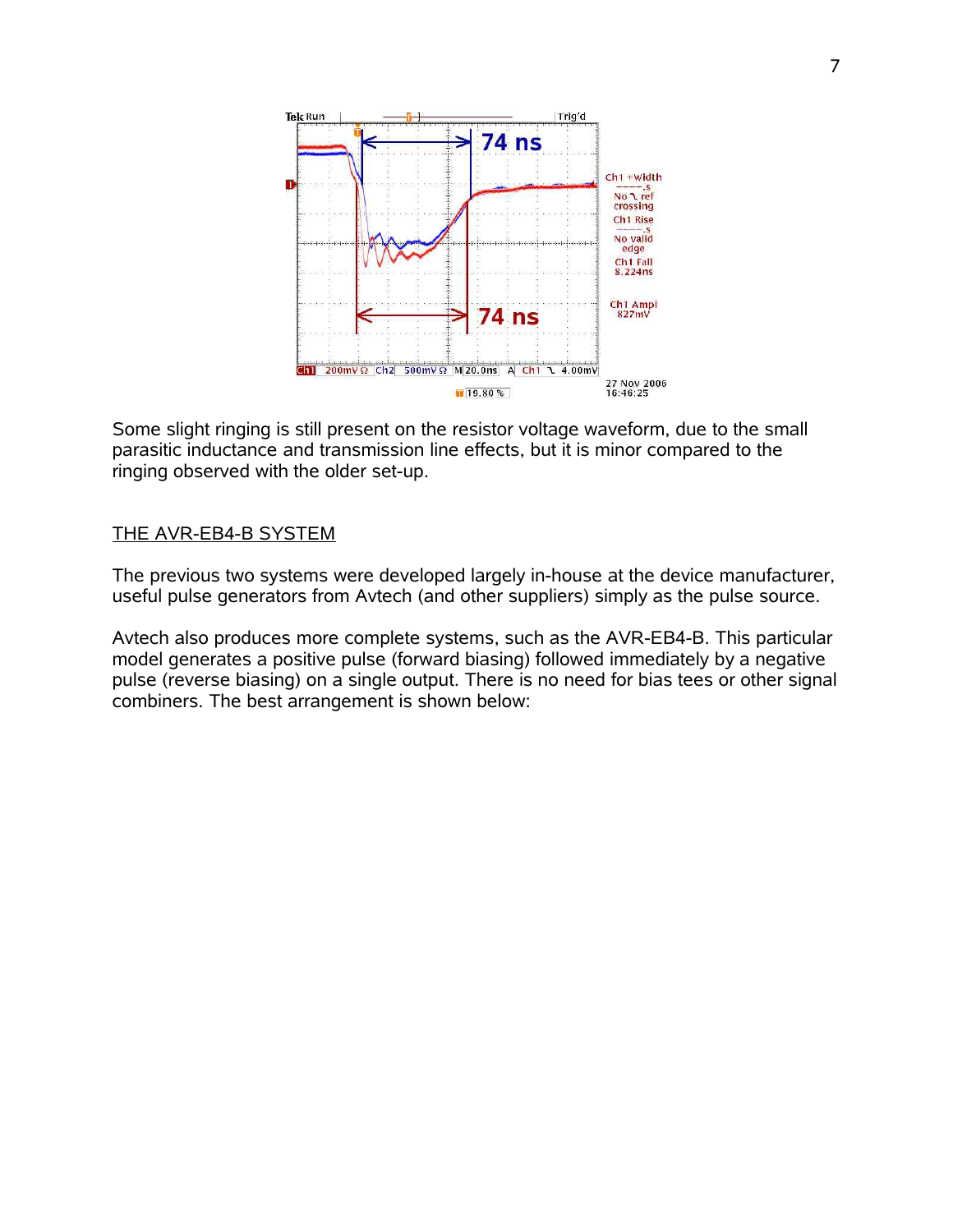Some slight ringing is still present on the resistor voltage waveform, due to the small parasitic inductance and transmission line effects, but it is minor compared to the ringing observed with the older set-up.

## THE AVR-EB4-B SYSTEM

The previous two systems were developed largely in-house at the device manufacturer, useful pulse generators from Avtech (and other suppliers) simply as the pulse source.

Avtech also produces more complete systems, such as the AVR-EB4-B. This particular model generates a positive pulse (forward biasing) followed immediately by a negative pulse (reverse biasing) on a single output. There is no need for bias tees or other signal combiners. The best arrangement is shown below: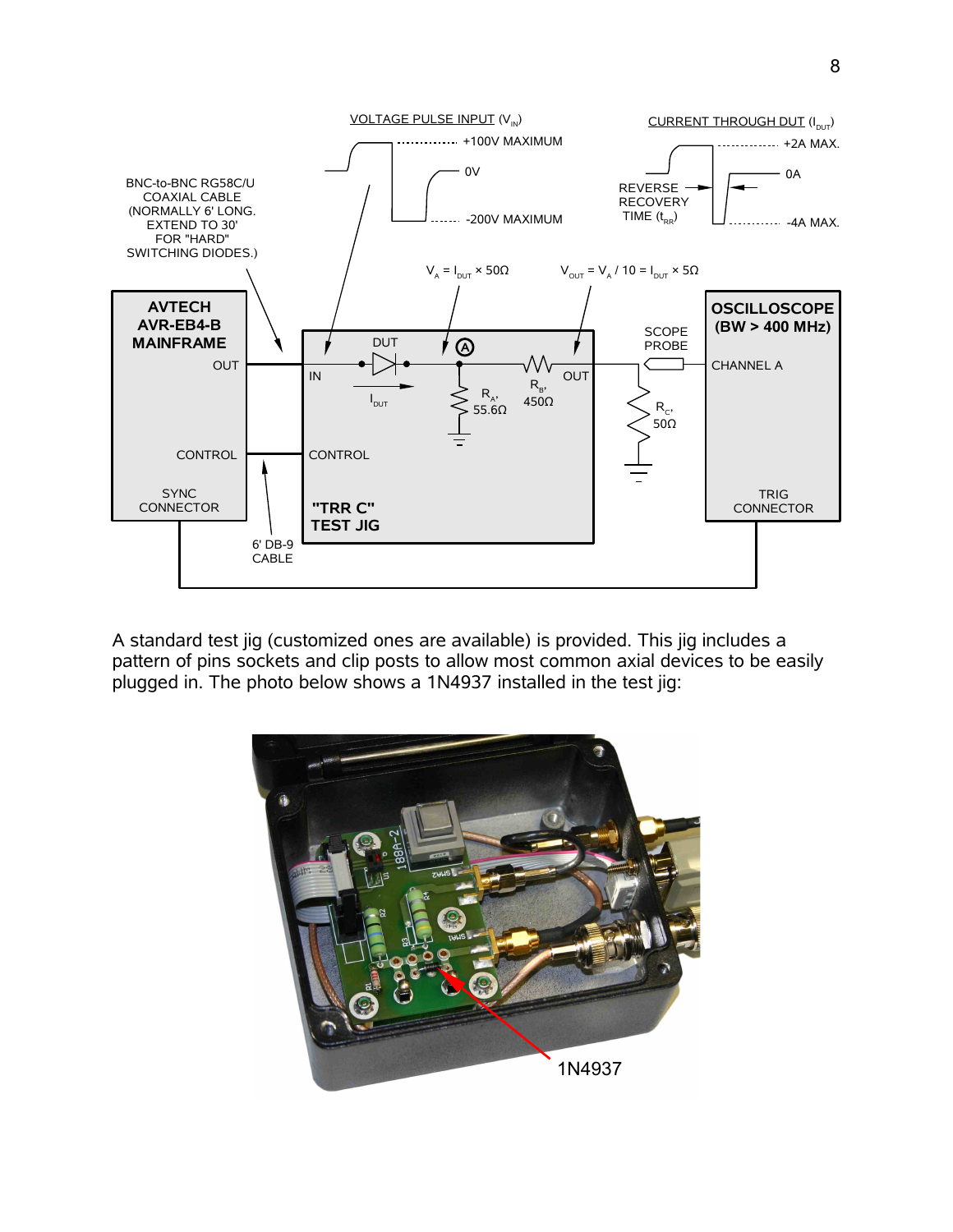A standard test jig (customized ones are available) is provided. This jig includes a pattern of pins sockets and clip posts to allow most common axial devices to be easily plugged in. The photo below shows a 1N4937 installed in the test jig: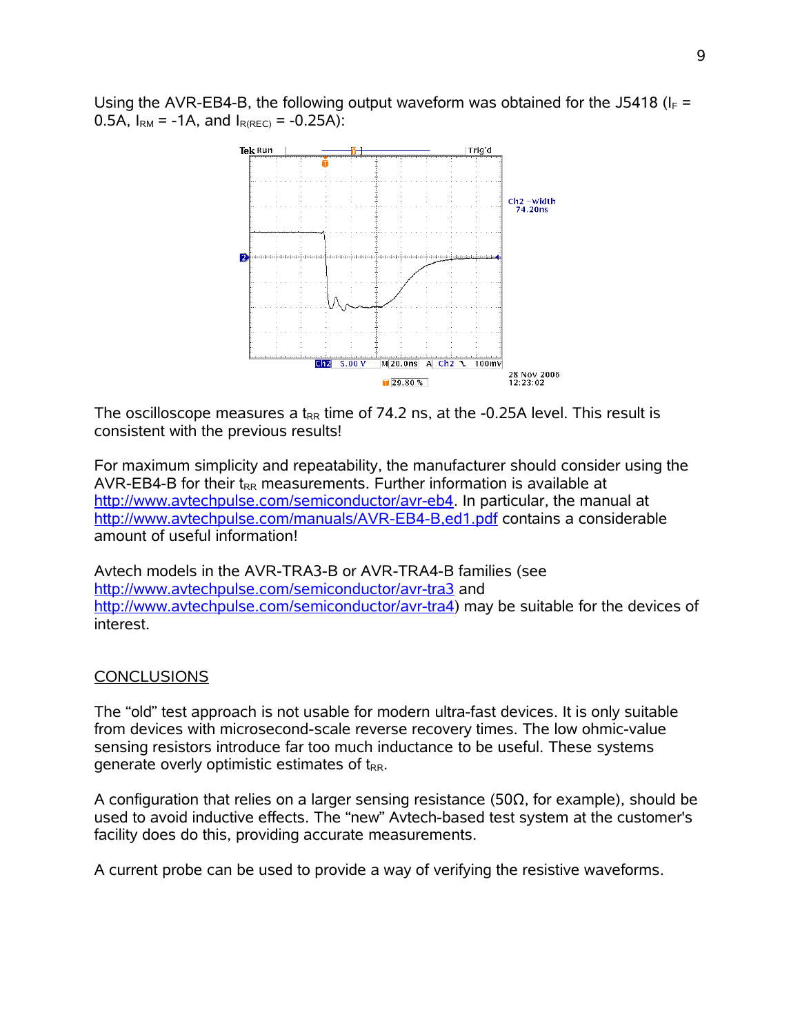Using the AVR-EB4-B, the following output waveform was obtained for the J5418 ($I_F$ = 0.5A, $I_{RM}$ = -1A, and $I_{R(REC)}$ = -0.25A):

The oscilloscope measures a $t_{RR}$ time of 74.2 ns, at the -0.25A level. This result is consistent with the previous results!

For maximum simplicity and repeatability, the manufacturer should consider using the AVR-EB4-B for their $t_{RR}$ measurements. Further information is available at http://www.avtechpulse.com/semiconductor/avr-eb4. In particular, the manual at http://www.avtechpulse.com/manuals/AVR-EB4-B,ed1.pdf contains a considerable amount of useful information!

Avtech models in the AVR-TRA3-B or AVR-TRA4-B families (see http://www.avtechpulse.com/semiconductor/avr-tra3 and http://www.avtechpulse.com/semiconductor/avr-tra4) may be suitable for the devices of interest.

## CONCLUSIONS

The "old" test approach is not usable for modern ultra-fast devices. It is only suitable from devices with microsecond-scale reverse recovery times. The low ohmic-value sensing resistors introduce far too much inductance to be useful. These systems generate overly optimistic estimates of $t_{RR}$.

A configuration that relies on a larger sensing resistance (50Ω, for example), should be used to avoid inductive effects. The "new" Avtech-based test system at the customer's facility does do this, providing accurate measurements.

A current probe can be used to provide a way of verifying the resistive waveforms.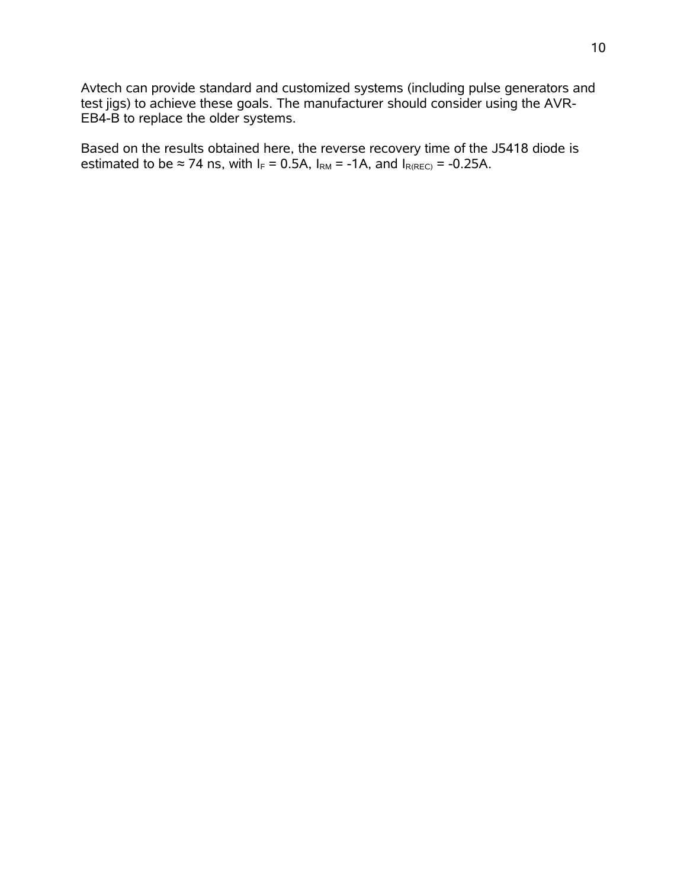Avtech can provide standard and customized systems (including pulse generators and test jigs) to achieve these goals. The manufacturer should consider using the AVR-EB4-B to replace the older systems.

Based on the results obtained here, the reverse recovery time of the J5418 diode is estimated to be ≈ 74 ns, with $I_F$ = 0.5A, $I_{RM}$ = -1A, and $I_{R(REC)}$ = -0.25A.